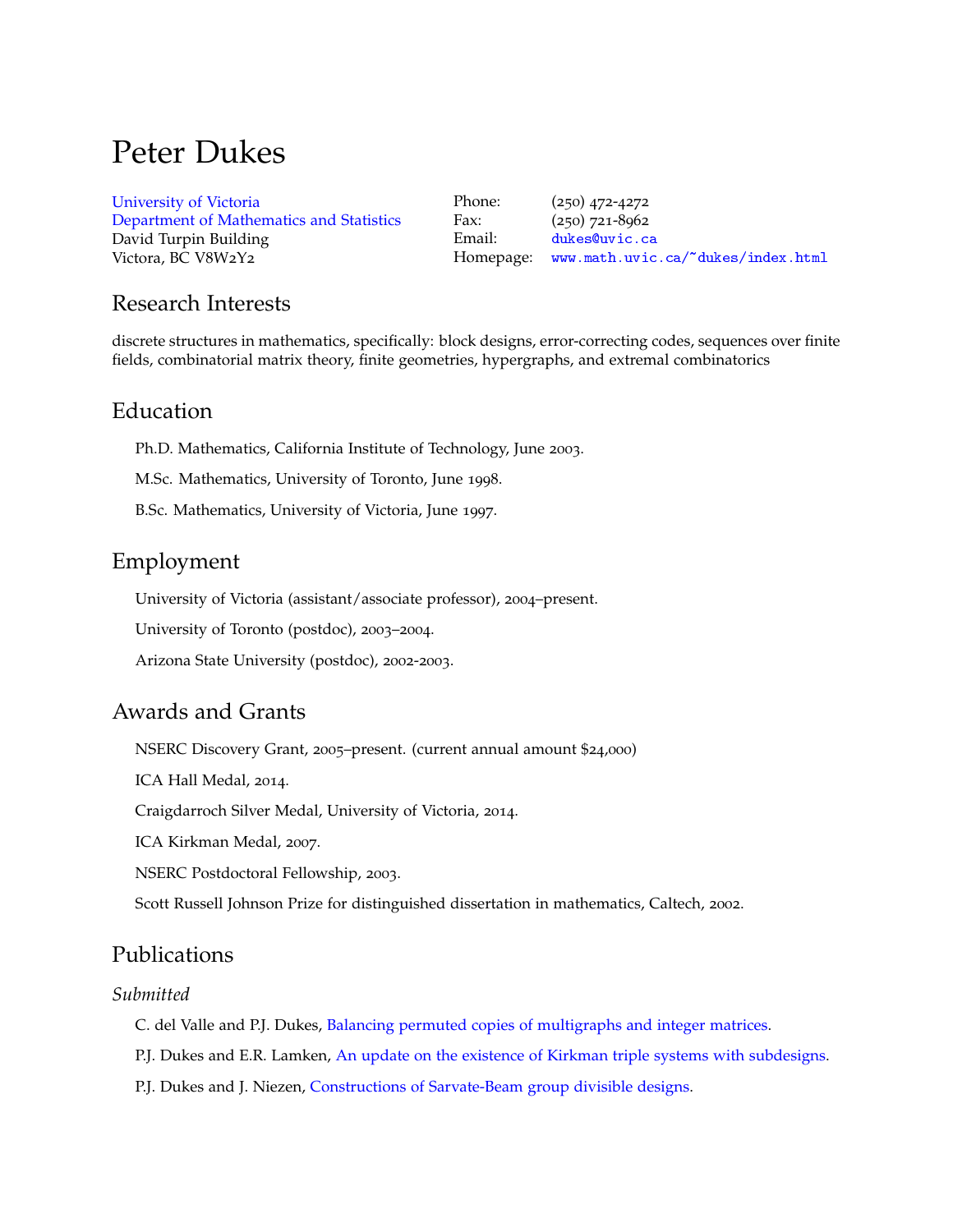# Peter Dukes

University of Victoria
Department of Mathematics and Statistics
David Turpin Building
Victora, BC V8W2Y2

Phone: (250) 472-4272
Fax: (250) 721-8962
Email: dukes@uvic.ca
Homepage: www.math.uvic.ca/~dukes/index.html

## Research Interests

discrete structures in mathematics, specifically: block designs, error-correcting codes, sequences over finite fields, combinatorial matrix theory, finite geometries, hypergraphs, and extremal combinatorics

## Education

Ph.D. Mathematics, California Institute of Technology, June 2003.

M.Sc. Mathematics, University of Toronto, June 1998.

B.Sc. Mathematics, University of Victoria, June 1997.

## Employment

University of Victoria (assistant/associate professor), 2004–present.

University of Toronto (postdoc), 2003–2004.

Arizona State University (postdoc), 2002-2003.

## Awards and Grants

NSERC Discovery Grant, 2005–present. (current annual amount $24,000)

ICA Hall Medal, 2014.

Craigdarroch Silver Medal, University of Victoria, 2014.

ICA Kirkman Medal, 2007.

NSERC Postdoctoral Fellowship, 2003.

Scott Russell Johnson Prize for distinguished dissertation in mathematics, Caltech, 2002.

## Publications

### *Submitted*

C. del Valle and P.J. Dukes, Balancing permuted copies of multigraphs and integer matrices.

P.J. Dukes and E.R. Lamken, An update on the existence of Kirkman triple systems with subdesigns.

P.J. Dukes and J. Niezen, Constructions of Sarvate-Beam group divisible designs.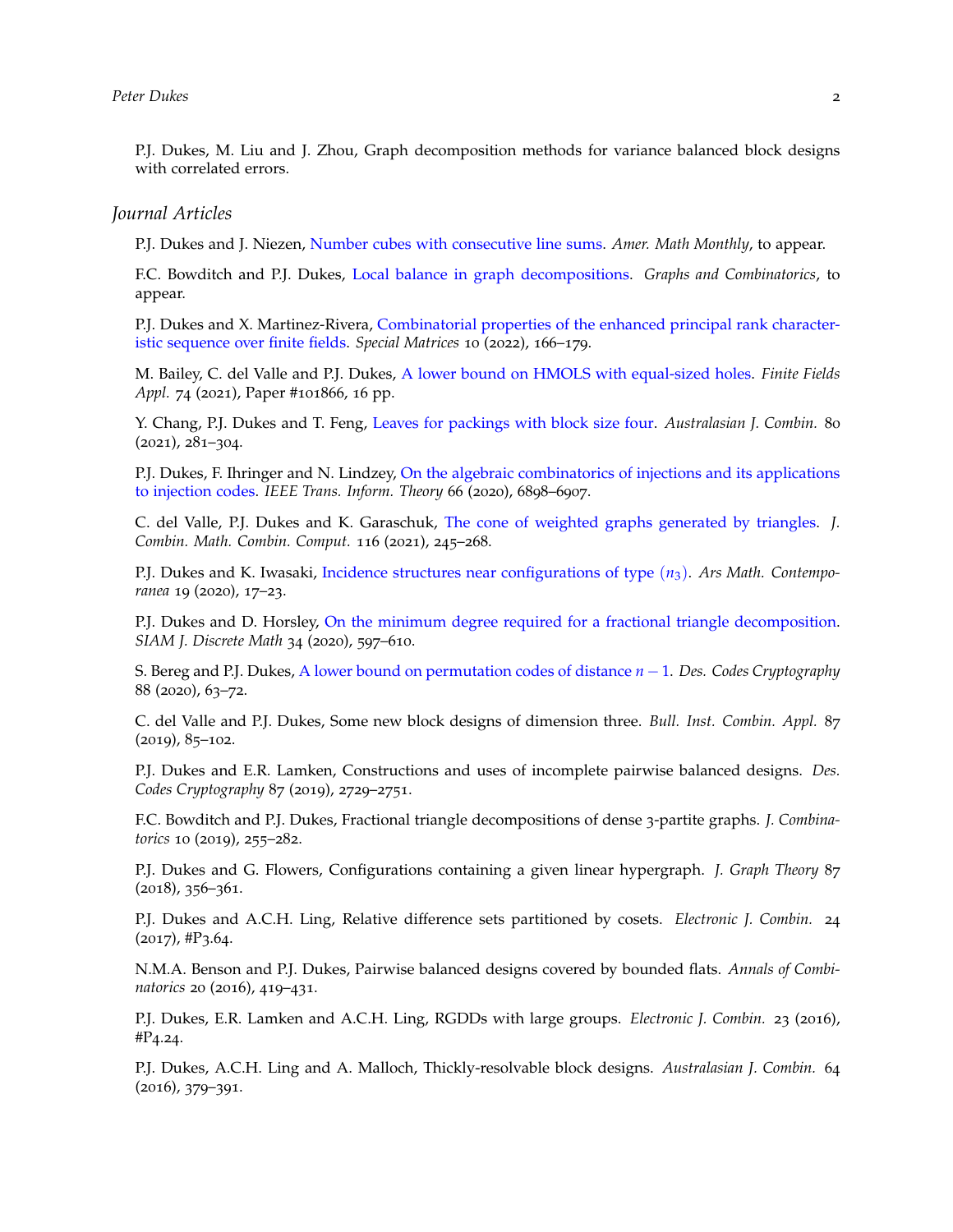P.J. Dukes, M. Liu and J. Zhou, Graph decomposition methods for variance balanced block designs with correlated errors.

## *Journal Articles*

P.J. Dukes and J. Niezen, Number cubes with consecutive line sums. *Amer. Math Monthly*, to appear.

F.C. Bowditch and P.J. Dukes, Local balance in graph decompositions. *Graphs and Combinatorics*, to appear.

P.J. Dukes and X. Martinez-Rivera, Combinatorial properties of the enhanced principal rank characteristic sequence over finite fields. *Special Matrices* 10 (2022), 166–179.

M. Bailey, C. del Valle and P.J. Dukes, A lower bound on HMOLS with equal-sized holes. *Finite Fields Appl.* 74 (2021), Paper #101866, 16 pp.

Y. Chang, P.J. Dukes and T. Feng, Leaves for packings with block size four. *Australasian J. Combin.* 80 (2021), 281–304.

P.J. Dukes, F. Ihringer and N. Lindzey, On the algebraic combinatorics of injections and its applications to injection codes. *IEEE Trans. Inform. Theory* 66 (2020), 6898–6907.

C. del Valle, P.J. Dukes and K. Garaschuk, The cone of weighted graphs generated by triangles. *J. Combin. Math. Combin. Comput.* 116 (2021), 245–268.

P.J. Dukes and K. Iwasaki, Incidence structures near configurations of type $(n_3)$. *Ars Math. Contemporanea* 19 (2020), 17–23.

P.J. Dukes and D. Horsley, On the minimum degree required for a fractional triangle decomposition. *SIAM J. Discrete Math* 34 (2020), 597–610.

S. Bereg and P.J. Dukes, A lower bound on permutation codes of distance $n-1$. *Des. Codes Cryptography* 88 (2020), 63–72.

C. del Valle and P.J. Dukes, Some new block designs of dimension three. *Bull. Inst. Combin. Appl.* 87 (2019), 85–102.

P.J. Dukes and E.R. Lamken, Constructions and uses of incomplete pairwise balanced designs. *Des. Codes Cryptography* 87 (2019), 2729–2751.

F.C. Bowditch and P.J. Dukes, Fractional triangle decompositions of dense 3-partite graphs. *J. Combinatorics* 10 (2019), 255–282.

P.J. Dukes and G. Flowers, Configurations containing a given linear hypergraph. *J. Graph Theory* 87 (2018), 356–361.

P.J. Dukes and A.C.H. Ling, Relative difference sets partitioned by cosets. *Electronic J. Combin.* 24 (2017), #P3.64.

N.M.A. Benson and P.J. Dukes, Pairwise balanced designs covered by bounded flats. *Annals of Combinatorics* 20 (2016), 419–431.

P.J. Dukes, E.R. Lamken and A.C.H. Ling, RGDDs with large groups. *Electronic J. Combin.* 23 (2016), #P4.24.

P.J. Dukes, A.C.H. Ling and A. Malloch, Thickly-resolvable block designs. *Australasian J. Combin.* 64 (2016), 379–391.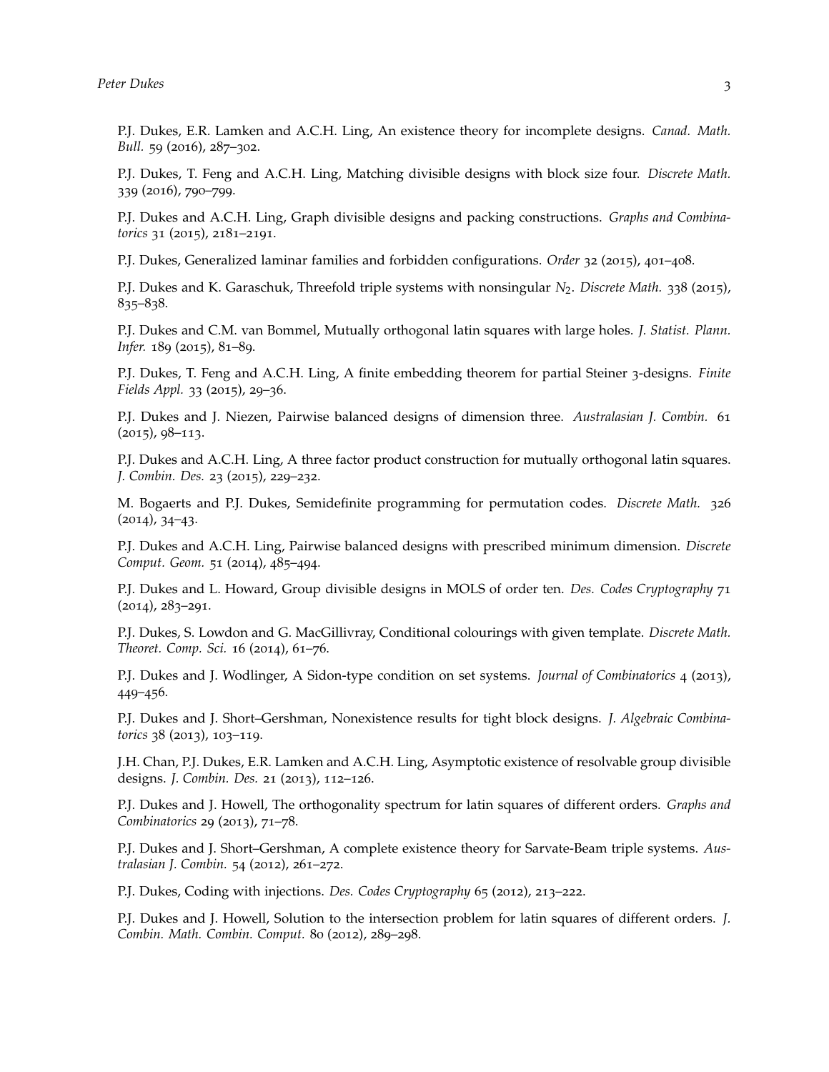P.J. Dukes, E.R. Lamken and A.C.H. Ling, An existence theory for incomplete designs. *Canad. Math. Bull.* 59 (2016), 287–302.

P.J. Dukes, T. Feng and A.C.H. Ling, Matching divisible designs with block size four. *Discrete Math.* 339 (2016), 790–799.

P.J. Dukes and A.C.H. Ling, Graph divisible designs and packing constructions. *Graphs and Combinatorics* 31 (2015), 2181–2191.

P.J. Dukes, Generalized laminar families and forbidden configurations. *Order* 32 (2015), 401–408.

P.J. Dukes and K. Garaschuk, Threefold triple systems with nonsingular $N_2$. *Discrete Math.* 338 (2015), 835–838.

P.J. Dukes and C.M. van Bommel, Mutually orthogonal latin squares with large holes. *J. Statist. Plann. Infer.* 189 (2015), 81–89.

P.J. Dukes, T. Feng and A.C.H. Ling, A finite embedding theorem for partial Steiner 3-designs. *Finite Fields Appl.* 33 (2015), 29–36.

P.J. Dukes and J. Niezen, Pairwise balanced designs of dimension three. *Australasian J. Combin.* 61 (2015), 98–113.

P.J. Dukes and A.C.H. Ling, A three factor product construction for mutually orthogonal latin squares. *J. Combin. Des.* 23 (2015), 229–232.

M. Bogaerts and P.J. Dukes, Semidefinite programming for permutation codes. *Discrete Math.* 326 (2014), 34–43.

P.J. Dukes and A.C.H. Ling, Pairwise balanced designs with prescribed minimum dimension. *Discrete Comput. Geom.* 51 (2014), 485–494.

P.J. Dukes and L. Howard, Group divisible designs in MOLS of order ten. *Des. Codes Cryptography* 71 (2014), 283–291.

P.J. Dukes, S. Lowdon and G. MacGillivray, Conditional colourings with given template. *Discrete Math. Theoret. Comp. Sci.* 16 (2014), 61–76.

P.J. Dukes and J. Wodlinger, A Sidon-type condition on set systems. *Journal of Combinatorics* 4 (2013), 449–456.

P.J. Dukes and J. Short–Gershman, Nonexistence results for tight block designs. *J. Algebraic Combinatorics* 38 (2013), 103–119.

J.H. Chan, P.J. Dukes, E.R. Lamken and A.C.H. Ling, Asymptotic existence of resolvable group divisible designs. *J. Combin. Des.* 21 (2013), 112–126.

P.J. Dukes and J. Howell, The orthogonality spectrum for latin squares of different orders. *Graphs and Combinatorics* 29 (2013), 71–78.

P.J. Dukes and J. Short–Gershman, A complete existence theory for Sarvate-Beam triple systems. *Australasian J. Combin.* 54 (2012), 261–272.

P.J. Dukes, Coding with injections. *Des. Codes Cryptography* 65 (2012), 213–222.

P.J. Dukes and J. Howell, Solution to the intersection problem for latin squares of different orders. *J. Combin. Math. Combin. Comput.* 80 (2012), 289–298.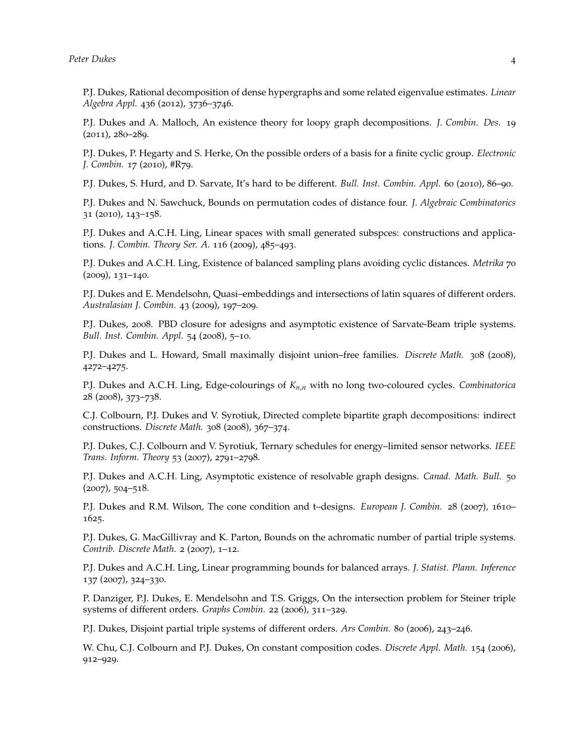P.J. Dukes, Rational decomposition of dense hypergraphs and some related eigenvalue estimates. *Linear Algebra Appl.* 436 (2012), 3736–3746.

P.J. Dukes and A. Malloch, An existence theory for loopy graph decompositions. *J. Combin. Des.* 19 (2011), 280–289.

P.J. Dukes, P. Hegarty and S. Herke, On the possible orders of a basis for a finite cyclic group. *Electronic J. Combin.* 17 (2010), #R79.

P.J. Dukes, S. Hurd, and D. Sarvate, It's hard to be different. *Bull. Inst. Combin. Appl.* 60 (2010), 86–90.

P.J. Dukes and N. Sawchuck, Bounds on permutation codes of distance four. *J. Algebraic Combinatorics* 31 (2010), 143–158.

P.J. Dukes and A.C.H. Ling, Linear spaces with small generated subspces: constructions and applications. *J. Combin. Theory Ser. A.* 116 (2009), 485–493.

P.J. Dukes and A.C.H. Ling, Existence of balanced sampling plans avoiding cyclic distances. *Metrika* 70 (2009), 131–140.

P.J. Dukes and E. Mendelsohn, Quasi–embeddings and intersections of latin squares of different orders. *Australasian J. Combin.* 43 (2009), 197–209.

P.J. Dukes, 2008. PBD closure for adesigns and asymptotic existence of Sarvate-Beam triple systems. *Bull. Inst. Combin. Appl.* 54 (2008), 5–10.

P.J. Dukes and L. Howard, Small maximally disjoint union–free families. *Discrete Math.* 308 (2008), 4272–4275.

P.J. Dukes and A.C.H. Ling, Edge-colourings of $K_{n,n}$ with no long two-coloured cycles. *Combinatorica* 28 (2008), 373–738.

C.J. Colbourn, P.J. Dukes and V. Syrotiuk, Directed complete bipartite graph decompositions: indirect constructions. *Discrete Math.* 308 (2008), 367–374.

P.J. Dukes, C.J. Colbourn and V. Syrotiuk, Ternary schedules for energy–limited sensor networks. *IEEE Trans. Inform. Theory* 53 (2007), 2791–2798.

P.J. Dukes and A.C.H. Ling, Asymptotic existence of resolvable graph designs. *Canad. Math. Bull.* 50 (2007), 504–518.

P.J. Dukes and R.M. Wilson, The cone condition and t–designs. *European J. Combin.* 28 (2007), 1610–1625.

P.J. Dukes, G. MacGillivray and K. Parton, Bounds on the achromatic number of partial triple systems. *Contrib. Discrete Math.* 2 (2007), 1–12.

P.J. Dukes and A.C.H. Ling, Linear programming bounds for balanced arrays. *J. Statist. Plann. Inference* 137 (2007), 324–330.

P. Danziger, P.J. Dukes, E. Mendelsohn and T.S. Griggs, On the intersection problem for Steiner triple systems of different orders. *Graphs Combin.* 22 (2006), 311–329.

P.J. Dukes, Disjoint partial triple systems of different orders. *Ars Combin.* 80 (2006), 243–246.

W. Chu, C.J. Colbourn and P.J. Dukes, On constant composition codes. *Discrete Appl. Math.* 154 (2006), 912–929.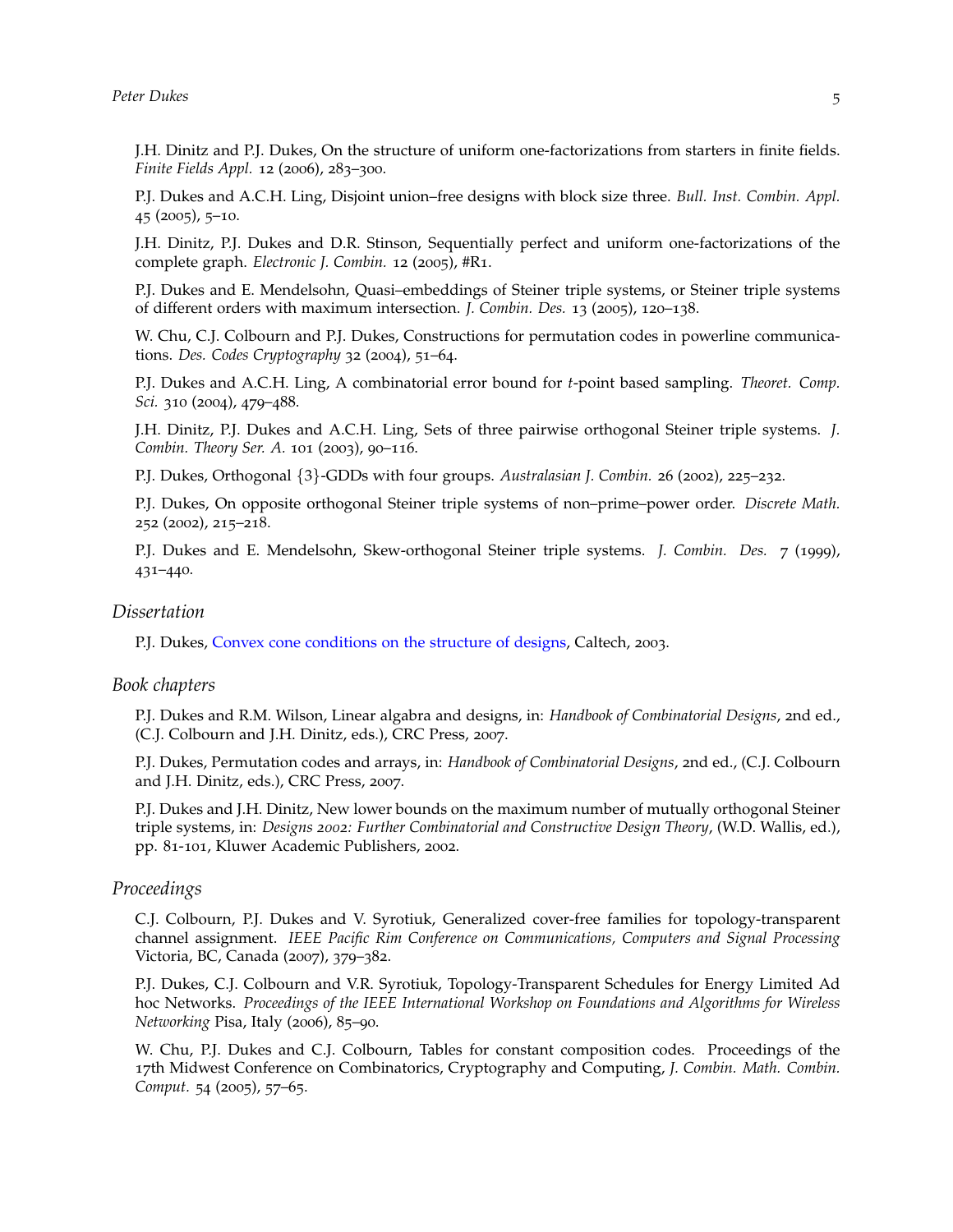J.H. Dinitz and P.J. Dukes, On the structure of uniform one-factorizations from starters in finite fields. *Finite Fields Appl.* 12 (2006), 283–300.

P.J. Dukes and A.C.H. Ling, Disjoint union–free designs with block size three. *Bull. Inst. Combin. Appl.* 45 (2005), 5–10.

J.H. Dinitz, P.J. Dukes and D.R. Stinson, Sequentially perfect and uniform one-factorizations of the complete graph. *Electronic J. Combin.* 12 (2005), #R1.

P.J. Dukes and E. Mendelsohn, Quasi–embeddings of Steiner triple systems, or Steiner triple systems of different orders with maximum intersection. *J. Combin. Des.* 13 (2005), 120–138.

W. Chu, C.J. Colbourn and P.J. Dukes, Constructions for permutation codes in powerline communications. *Des. Codes Cryptography* 32 (2004), 51–64.

P.J. Dukes and A.C.H. Ling, A combinatorial error bound for $t$-point based sampling. *Theoret. Comp. Sci.* 310 (2004), 479–488.

J.H. Dinitz, P.J. Dukes and A.C.H. Ling, Sets of three pairwise orthogonal Steiner triple systems. *J. Combin. Theory Ser. A.* 101 (2003), 90–116.

P.J. Dukes, Orthogonal $\{3\}$-GDDs with four groups. *Australasian J. Combin.* 26 (2002), 225–232.

P.J. Dukes, On opposite orthogonal Steiner triple systems of non–prime–power order. *Discrete Math.* 252 (2002), 215–218.

P.J. Dukes and E. Mendelsohn, Skew-orthogonal Steiner triple systems. *J. Combin. Des.* 7 (1999), 431–440.

## *Dissertation*

P.J. Dukes, Convex cone conditions on the structure of designs, Caltech, 2003.

## *Book chapters*

P.J. Dukes and R.M. Wilson, Linear algabra and designs, in: *Handbook of Combinatorial Designs*, 2nd ed., (C.J. Colbourn and J.H. Dinitz, eds.), CRC Press, 2007.

P.J. Dukes, Permutation codes and arrays, in: *Handbook of Combinatorial Designs*, 2nd ed., (C.J. Colbourn and J.H. Dinitz, eds.), CRC Press, 2007.

P.J. Dukes and J.H. Dinitz, New lower bounds on the maximum number of mutually orthogonal Steiner triple systems, in: *Designs 2002: Further Combinatorial and Constructive Design Theory*, (W.D. Wallis, ed.), pp. 81-101, Kluwer Academic Publishers, 2002.

## *Proceedings*

C.J. Colbourn, P.J. Dukes and V. Syrotiuk, Generalized cover-free families for topology-transparent channel assignment. *IEEE Pacific Rim Conference on Communications, Computers and Signal Processing* Victoria, BC, Canada (2007), 379–382.

P.J. Dukes, C.J. Colbourn and V.R. Syrotiuk, Topology-Transparent Schedules for Energy Limited Ad hoc Networks. *Proceedings of the IEEE International Workshop on Foundations and Algorithms for Wireless Networking* Pisa, Italy (2006), 85–90.

W. Chu, P.J. Dukes and C.J. Colbourn, Tables for constant composition codes. Proceedings of the 17th Midwest Conference on Combinatorics, Cryptography and Computing, *J. Combin. Math. Combin. Comput.* 54 (2005), 57–65.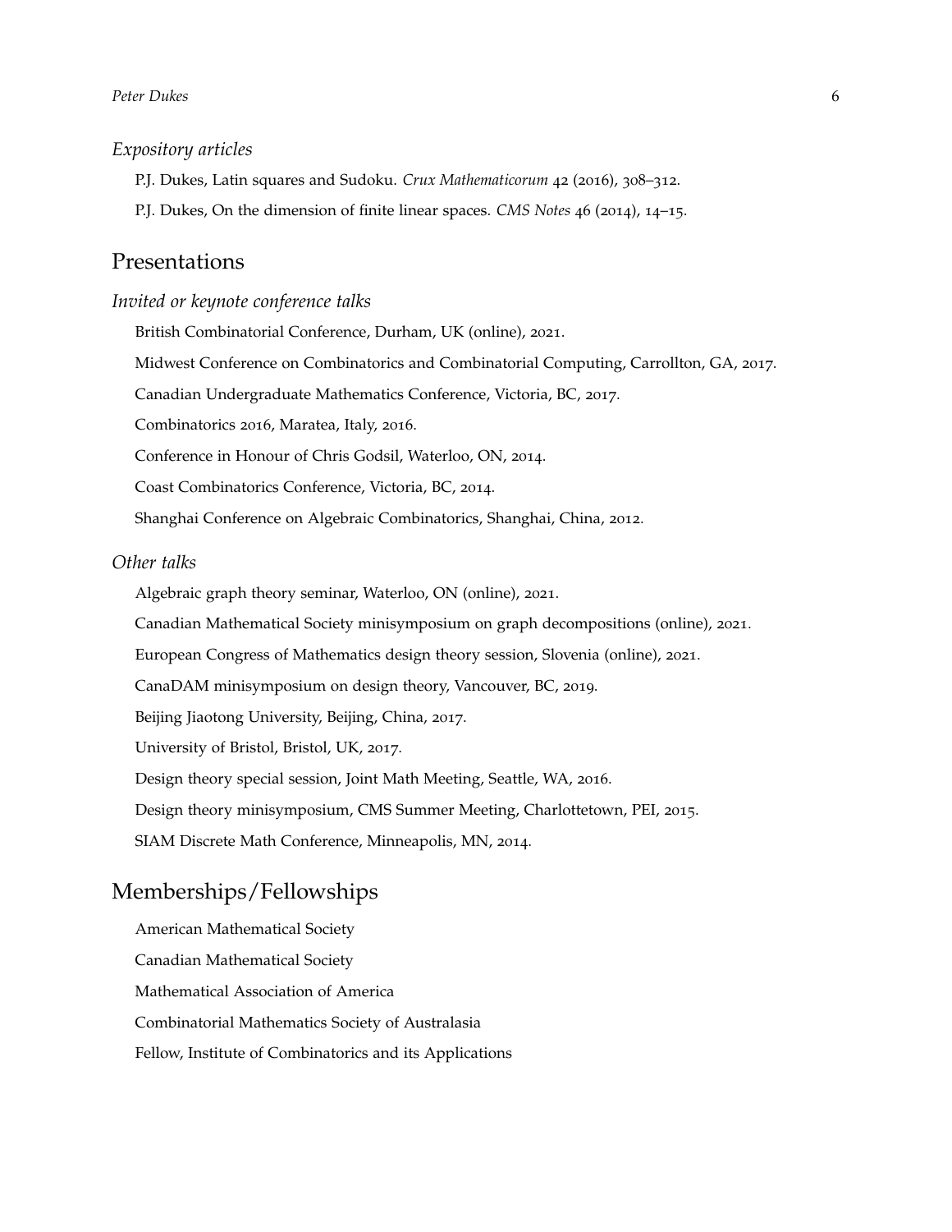### *Expository articles*

P.J. Dukes, Latin squares and Sudoku. *Crux Mathematicorum* 42 (2016), 308–312.

P.J. Dukes, On the dimension of finite linear spaces. *CMS Notes* 46 (2014), 14–15.

## Presentations

### *Invited or keynote conference talks*

British Combinatorial Conference, Durham, UK (online), 2021.

Midwest Conference on Combinatorics and Combinatorial Computing, Carrollton, GA, 2017.

Canadian Undergraduate Mathematics Conference, Victoria, BC, 2017.

Combinatorics 2016, Maratea, Italy, 2016.

Conference in Honour of Chris Godsil, Waterloo, ON, 2014.

Coast Combinatorics Conference, Victoria, BC, 2014.

Shanghai Conference on Algebraic Combinatorics, Shanghai, China, 2012.

### *Other talks*

Algebraic graph theory seminar, Waterloo, ON (online), 2021.

Canadian Mathematical Society minisymposium on graph decompositions (online), 2021.

European Congress of Mathematics design theory session, Slovenia (online), 2021.

CanaDAM minisymposium on design theory, Vancouver, BC, 2019.

Beijing Jiaotong University, Beijing, China, 2017.

University of Bristol, Bristol, UK, 2017.

Design theory special session, Joint Math Meeting, Seattle, WA, 2016.

Design theory minisymposium, CMS Summer Meeting, Charlottetown, PEI, 2015.

SIAM Discrete Math Conference, Minneapolis, MN, 2014.

## Memberships/Fellowships

American Mathematical Society

Canadian Mathematical Society

Mathematical Association of America

Combinatorial Mathematics Society of Australasia

Fellow, Institute of Combinatorics and its Applications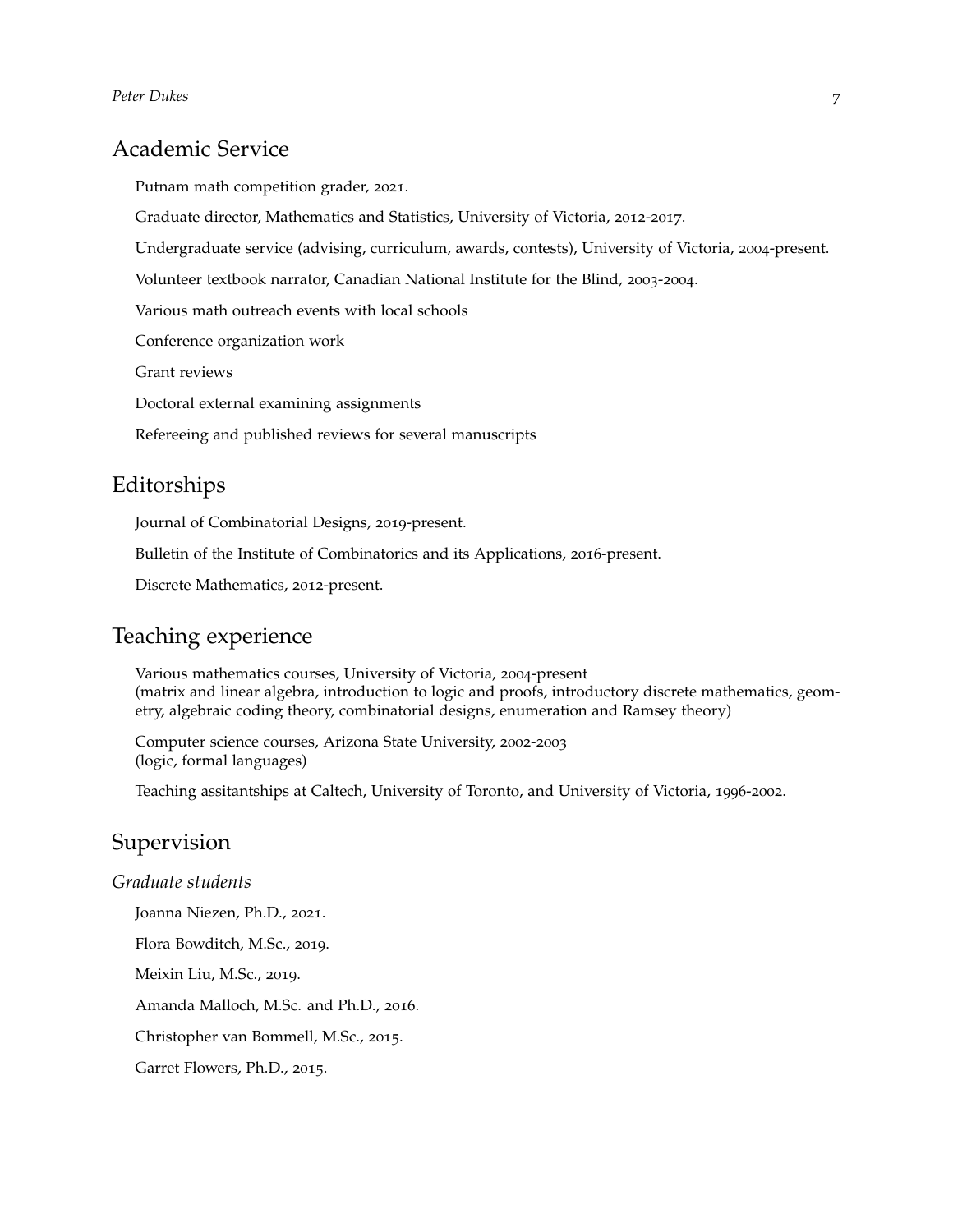## Academic Service

Putnam math competition grader, 2021.

Graduate director, Mathematics and Statistics, University of Victoria, 2012-2017.

Undergraduate service (advising, curriculum, awards, contests), University of Victoria, 2004-present.

Volunteer textbook narrator, Canadian National Institute for the Blind, 2003-2004.

Various math outreach events with local schools

Conference organization work

Grant reviews

Doctoral external examining assignments

Refereeing and published reviews for several manuscripts

## Editorships

Journal of Combinatorial Designs, 2019-present.

Bulletin of the Institute of Combinatorics and its Applications, 2016-present.

Discrete Mathematics, 2012-present.

## Teaching experience

Various mathematics courses, University of Victoria, 2004-present
(matrix and linear algebra, introduction to logic and proofs, introductory discrete mathematics, geometry, algebraic coding theory, combinatorial designs, enumeration and Ramsey theory)

Computer science courses, Arizona State University, 2002-2003
(logic, formal languages)

Teaching assitantships at Caltech, University of Toronto, and University of Victoria, 1996-2002.

## Supervision

### *Graduate students*

Joanna Niezen, Ph.D., 2021.

Flora Bowditch, M.Sc., 2019.

Meixin Liu, M.Sc., 2019.

Amanda Malloch, M.Sc. and Ph.D., 2016.

Christopher van Bommell, M.Sc., 2015.

Garret Flowers, Ph.D., 2015.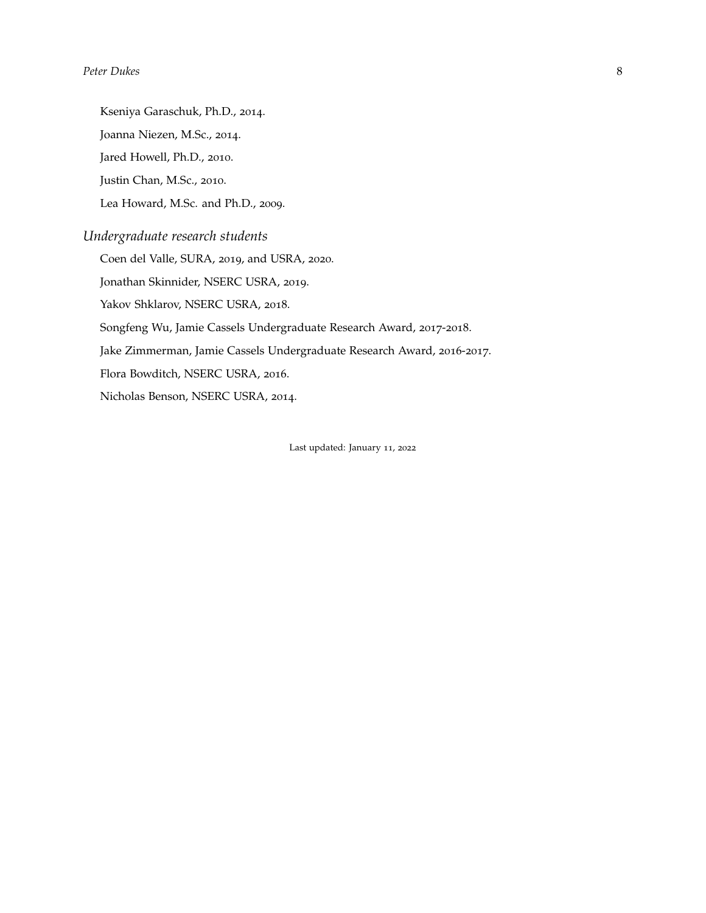Kseniya Garaschuk, Ph.D., 2014.

Joanna Niezen, M.Sc., 2014.

Jared Howell, Ph.D., 2010.

Justin Chan, M.Sc., 2010.

Lea Howard, M.Sc. and Ph.D., 2009.

### *Undergraduate research students*

Coen del Valle, SURA, 2019, and USRA, 2020.

Jonathan Skinnider, NSERC USRA, 2019.

Yakov Shklarov, NSERC USRA, 2018.

Songfeng Wu, Jamie Cassels Undergraduate Research Award, 2017-2018.

Jake Zimmerman, Jamie Cassels Undergraduate Research Award, 2016-2017.

Flora Bowditch, NSERC USRA, 2016.

Nicholas Benson, NSERC USRA, 2014.

Last updated: January 11, 2022